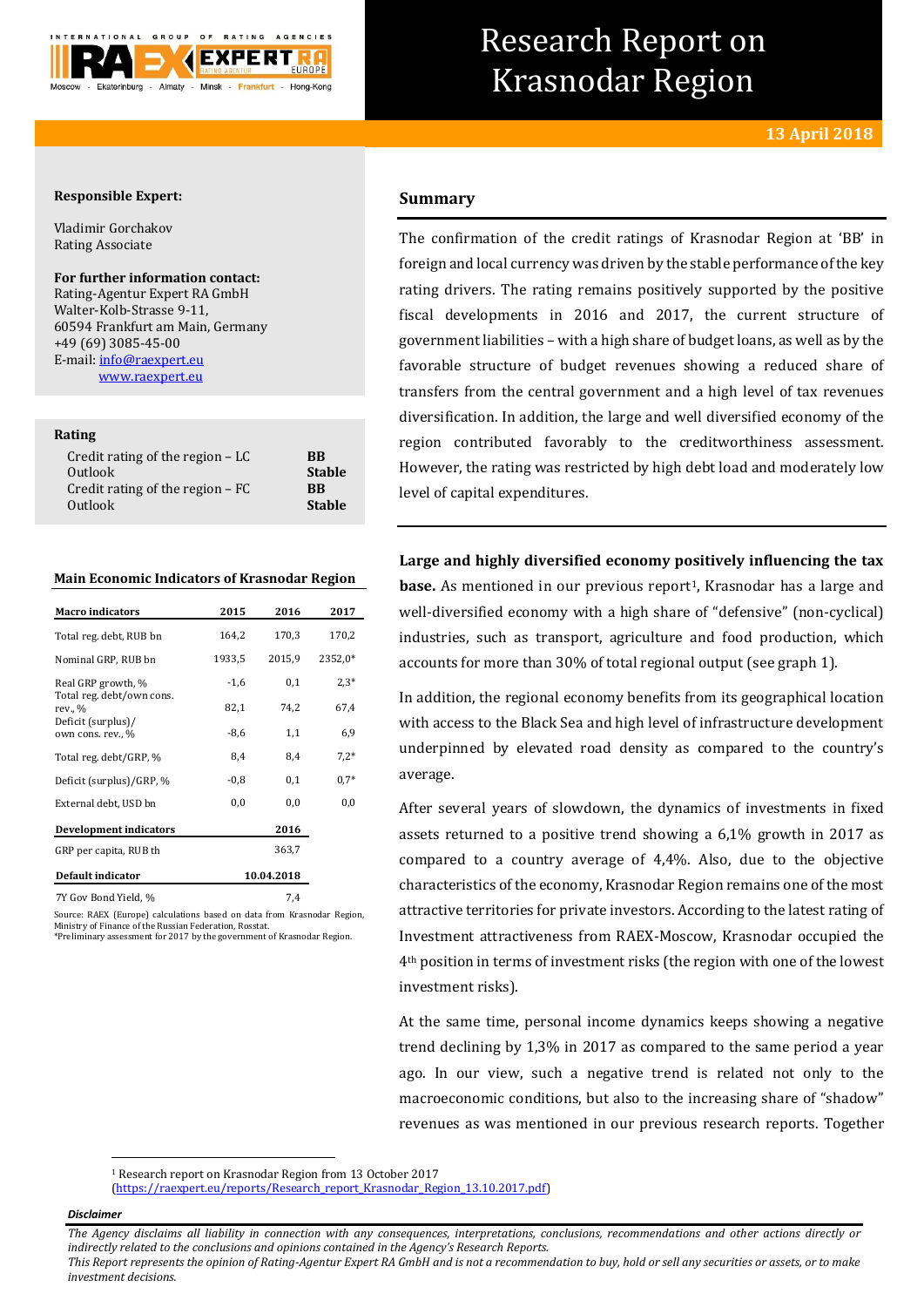# Research Report on Krasnodar Region

**13 April 2018**

**Responsible Expert:**

Vladimir Gorchakov
Rating Associate

**For further information contact:**
Rating-Agentur Expert RA GmbH
Walter-Kolb-Strasse 9-11,
60594 Frankfurt am Main, Germany
+49 (69) 3085-45-00
E-mail: info@raexpert.eu
www.raexpert.eu

**Rating**

| | |
|---|---|
| Credit rating of the region – LC | **BB** |
| Outlook | **Stable** |
| Credit rating of the region – FC | **BB** |
| Outlook | **Stable** |

**Main Economic Indicators of Krasnodar Region**

| Macro indicators | 2015 | 2016 | 2017 |
|---|---|---|---|
| Total reg. debt, RUB bn | 164,2 | 170,3 | 170,2 |
| Nominal GRP, RUB bn | 1933,5 | 2015,9 | 2352,0* |
| Real GRP growth, % | -1,6 | 0,1 | 2,3* |
| Total reg. debt/own cons. rev., % | 82,1 | 74,2 | 67,4 |
| Deficit (surplus)/ own cons. rev., % | -8,6 | 1,1 | 6,9 |
| Total reg. debt/GRP, % | 8,4 | 8,4 | 7,2* |
| Deficit (surplus)/GRP, % | -0,8 | 0,1 | 0,7* |
| External debt, USD bn | 0,0 | 0,0 | 0,0 |
| **Development indicators** | | **2016** | |
| GRP per capita, RUB th | | 363,7 | |
| **Default indicator** | | **10.04.2018** | |
| 7Y Gov Bond Yield, % | | 7,4 | |

Source: RAEX (Europe) calculations based on data from Krasnodar Region, Ministry of Finance of the Russian Federation, Rosstat.
*Preliminary assessment for 2017 by the government of Krasnodar Region.

## Summary

The confirmation of the credit ratings of Krasnodar Region at 'BB' in foreign and local currency was driven by the stable performance of the key rating drivers. The rating remains positively supported by the positive fiscal developments in 2016 and 2017, the current structure of government liabilities – with a high share of budget loans, as well as by the favorable structure of budget revenues showing a reduced share of transfers from the central government and a high level of tax revenues diversification. In addition, the large and well diversified economy of the region contributed favorably to the creditworthiness assessment. However, the rating was restricted by high debt load and moderately low level of capital expenditures.

**Large and highly diversified economy positively influencing the tax base.** As mentioned in our previous report[1], Krasnodar has a large and well-diversified economy with a high share of "defensive" (non-cyclical) industries, such as transport, agriculture and food production, which accounts for more than 30% of total regional output (see graph 1).

In addition, the regional economy benefits from its geographical location with access to the Black Sea and high level of infrastructure development underpinned by elevated road density as compared to the country's average.

After several years of slowdown, the dynamics of investments in fixed assets returned to a positive trend showing a 6,1% growth in 2017 as compared to a country average of 4,4%. Also, due to the objective characteristics of the economy, Krasnodar Region remains one of the most attractive territories for private investors. According to the latest rating of Investment attractiveness from RAEX-Moscow, Krasnodar occupied the 4th position in terms of investment risks (the region with one of the lowest investment risks).

At the same time, personal income dynamics keeps showing a negative trend declining by 1,3% in 2017 as compared to the same period a year ago. In our view, such a negative trend is related not only to the macroeconomic conditions, but also to the increasing share of "shadow" revenues as was mentioned in our previous research reports. Together

[1] Research report on Krasnodar Region from 13 October 2017 (https://raexpert.eu/reports/Research_report_Krasnodar_Region_13.10.2017.pdf)

*Disclaimer*

*The Agency disclaims all liability in connection with any consequences, interpretations, conclusions, recommendations and other actions directly or indirectly related to the conclusions and opinions contained in the Agency's Research Reports.*
*This Report represents the opinion of Rating-Agentur Expert RA GmbH and is not a recommendation to buy, hold or sell any securities or assets, or to make investment decisions.*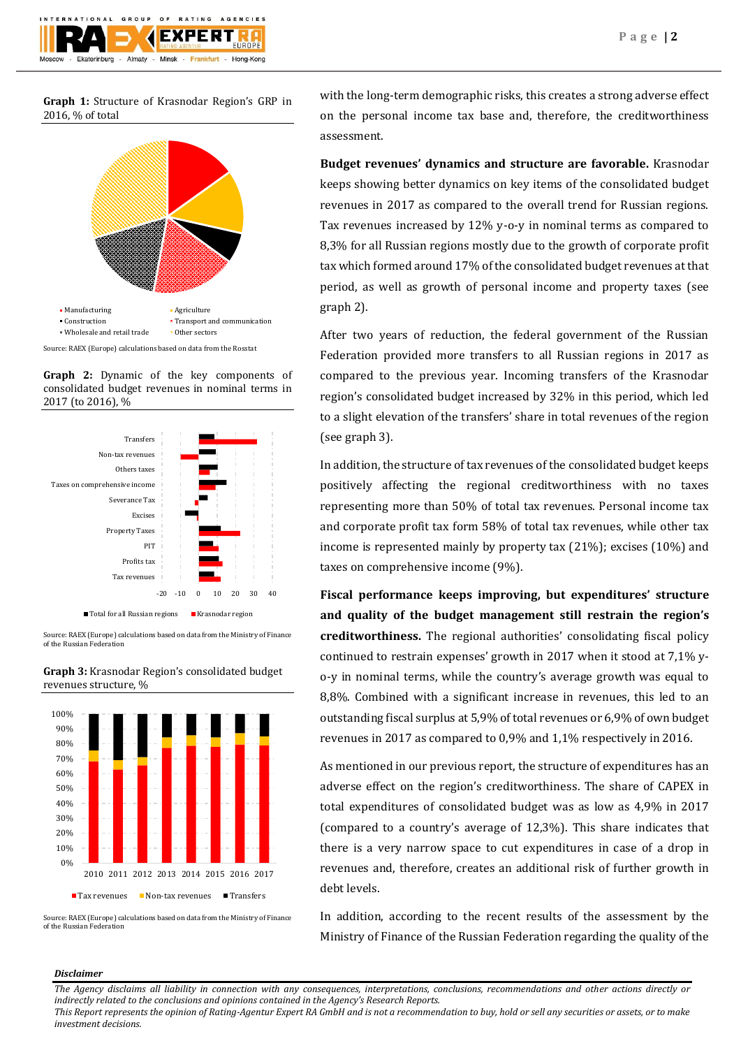**Graph 1:** Structure of Krasnodar Region's GRP in 2016, % of total

- Manufacturing
- Agriculture
- Construction
- Transport and communication
- Wholesale and retail trade
- Other sectors

Source: RAEX (Europe) calculations based on data from the Rosstat

**Graph 2:** Dynamic of the key components of consolidated budget revenues in nominal terms in 2017 (to 2016), %

Transfers, Non-tax revenues, Others taxes, Taxes on comprehensive income, Severance Tax, Excises, Property Taxes, PIT, Profits tax, Tax revenues

-20 -10 0 10 20 30 40

■ Total for all Russian regions ■ Krasnodar region

Source: RAEX (Europe) calculations based on data from the Ministry of Finance of the Russian Federation

**Graph 3:** Krasnodar Region's consolidated budget revenues structure, %

2010 2011 2012 2013 2014 2015 2016 2017

■ Tax revenues ■ Non-tax revenues ■ Transfers

Source: RAEX (Europe) calculations based on data from the Ministry of Finance of the Russian Federation

with the long-term demographic risks, this creates a strong adverse effect on the personal income tax base and, therefore, the creditworthiness assessment.

**Budget revenues' dynamics and structure are favorable.** Krasnodar keeps showing better dynamics on key items of the consolidated budget revenues in 2017 as compared to the overall trend for Russian regions. Tax revenues increased by 12% y-o-y in nominal terms as compared to 8,3% for all Russian regions mostly due to the growth of corporate profit tax which formed around 17% of the consolidated budget revenues at that period, as well as growth of personal income and property taxes (see graph 2).

After two years of reduction, the federal government of the Russian Federation provided more transfers to all Russian regions in 2017 as compared to the previous year. Incoming transfers of the Krasnodar region's consolidated budget increased by 32% in this period, which led to a slight elevation of the transfers' share in total revenues of the region (see graph 3).

In addition, the structure of tax revenues of the consolidated budget keeps positively affecting the regional creditworthiness with no taxes representing more than 50% of total tax revenues. Personal income tax and corporate profit tax form 58% of total tax revenues, while other tax income is represented mainly by property tax (21%); excises (10%) and taxes on comprehensive income (9%).

**Fiscal performance keeps improving, but expenditures' structure and quality of the budget management still restrain the region's creditworthiness.** The regional authorities' consolidating fiscal policy continued to restrain expenses' growth in 2017 when it stood at 7,1% y-o-y in nominal terms, while the country's average growth was equal to 8,8%. Combined with a significant increase in revenues, this led to an outstanding fiscal surplus at 5,9% of total revenues or 6,9% of own budget revenues in 2017 as compared to 0,9% and 1,1% respectively in 2016.

As mentioned in our previous report, the structure of expenditures has an adverse effect on the region's creditworthiness. The share of CAPEX in total expenditures of consolidated budget was as low as 4,9% in 2017 (compared to a country's average of 12,3%). This share indicates that there is a very narrow space to cut expenditures in case of a drop in revenues and, therefore, creates an additional risk of further growth in debt levels.

In addition, according to the recent results of the assessment by the Ministry of Finance of the Russian Federation regarding the quality of the

***Disclaimer***

*The Agency disclaims all liability in connection with any consequences, interpretations, conclusions, recommendations and other actions directly or indirectly related to the conclusions and opinions contained in the Agency's Research Reports.*
*This Report represents the opinion of Rating-Agentur Expert RA GmbH and is not a recommendation to buy, hold or sell any securities or assets, or to make investment decisions.*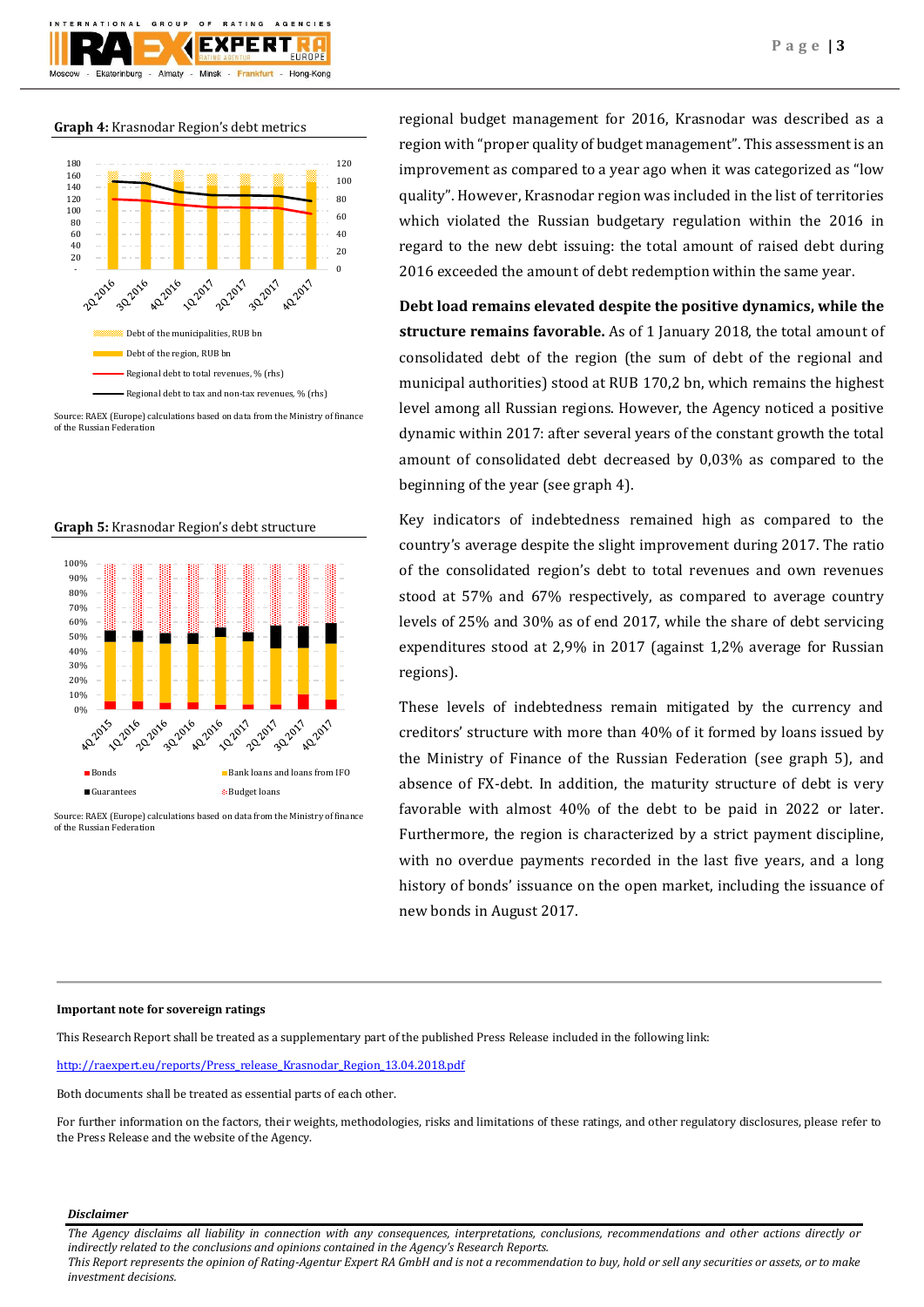**Graph 4:** Krasnodar Region's debt metrics

180
160
140
120
100
80
60
40
20
-

120
100
80
60
40
20
0

2Q 2016
3Q 2016
4Q 2016
1Q 2017
2Q 2017
3Q 2017
4Q 2017

Debt of the municipalities, RUB bn
Debt of the region, RUB bn
Regional debt to total revenues, % (rhs)
Regional debt to tax and non-tax revenues, % (rhs)

Source: RAEX (Europe) calculations based on data from the Ministry of finance of the Russian Federation

**Graph 5:** Krasnodar Region's debt structure

100%
90%
80%
70%
60%
50%
40%
30%
20%
10%
0%

4Q 2015
1Q 2016
2Q 2016
3Q 2016
4Q 2016
1Q 2017
2Q 2017
3Q 2017
4Q 2017

Bonds
Bank loans and loans from IFO
Guarantees
Budget loans

Source: RAEX (Europe) calculations based on data from the Ministry of finance of the Russian Federation

regional budget management for 2016, Krasnodar was described as a region with "proper quality of budget management". This assessment is an improvement as compared to a year ago when it was categorized as "low quality". However, Krasnodar region was included in the list of territories which violated the Russian budgetary regulation within the 2016 in regard to the new debt issuing: the total amount of raised debt during 2016 exceeded the amount of debt redemption within the same year.

**Debt load remains elevated despite the positive dynamics, while the structure remains favorable.** As of 1 January 2018, the total amount of consolidated debt of the region (the sum of debt of the regional and municipal authorities) stood at RUB 170,2 bn, which remains the highest level among all Russian regions. However, the Agency noticed a positive dynamic within 2017: after several years of the constant growth the total amount of consolidated debt decreased by 0,03% as compared to the beginning of the year (see graph 4).

Key indicators of indebtedness remained high as compared to the country's average despite the slight improvement during 2017. The ratio of the consolidated region's debt to total revenues and own revenues stood at 57% and 67% respectively, as compared to average country levels of 25% and 30% as of end 2017, while the share of debt servicing expenditures stood at 2,9% in 2017 (against 1,2% average for Russian regions).

These levels of indebtedness remain mitigated by the currency and creditors' structure with more than 40% of it formed by loans issued by the Ministry of Finance of the Russian Federation (see graph 5), and absence of FX-debt. In addition, the maturity structure of debt is very favorable with almost 40% of the debt to be paid in 2022 or later. Furthermore, the region is characterized by a strict payment discipline, with no overdue payments recorded in the last five years, and a long history of bonds' issuance on the open market, including the issuance of new bonds in August 2017.

**Important note for sovereign ratings**

This Research Report shall be treated as a supplementary part of the published Press Release included in the following link:

http://raexpert.eu/reports/Press_release_Krasnodar_Region_13.04.2018.pdf

Both documents shall be treated as essential parts of each other.

For further information on the factors, their weights, methodologies, risks and limitations of these ratings, and other regulatory disclosures, please refer to the Press Release and the website of the Agency.

***Disclaimer***

*The Agency disclaims all liability in connection with any consequences, interpretations, conclusions, recommendations and other actions directly or indirectly related to the conclusions and opinions contained in the Agency's Research Reports.*

*This Report represents the opinion of Rating-Agentur Expert RA GmbH and is not a recommendation to buy, hold or sell any securities or assets, or to make investment decisions.*